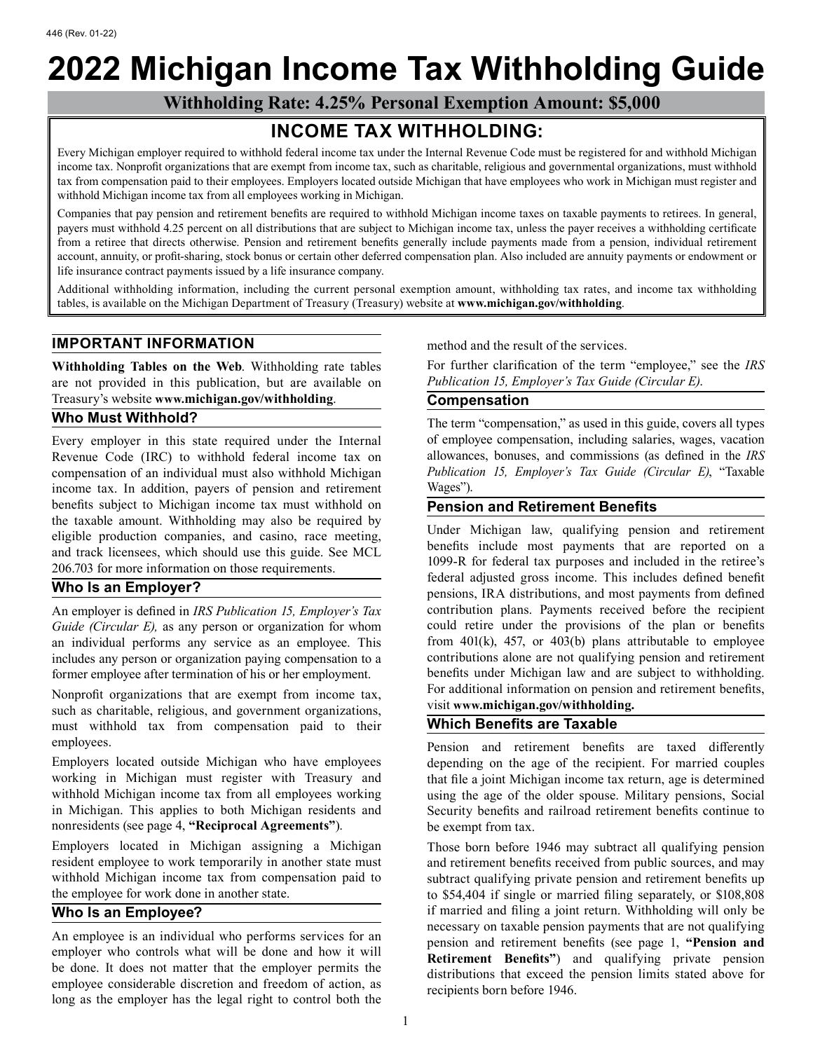446 (Rev. 01-22)

# 2022 Michigan Income Tax Withholding Guide

**Withholding Rate: 4.25% Personal Exemption Amount: $5,000**

## INCOME TAX WITHHOLDING:

Every Michigan employer required to withhold federal income tax under the Internal Revenue Code must be registered for and withhold Michigan income tax. Nonprofit organizations that are exempt from income tax, such as charitable, religious and governmental organizations, must withhold tax from compensation paid to their employees. Employers located outside Michigan that have employees who work in Michigan must register and withhold Michigan income tax from all employees working in Michigan.

Companies that pay pension and retirement benefits are required to withhold Michigan income taxes on taxable payments to retirees. In general, payers must withhold 4.25 percent on all distributions that are subject to Michigan income tax, unless the payer receives a withholding certificate from a retiree that directs otherwise. Pension and retirement benefits generally include payments made from a pension, individual retirement account, annuity, or profit-sharing, stock bonus or certain other deferred compensation plan. Also included are annuity payments or endowment or life insurance contract payments issued by a life insurance company.

Additional withholding information, including the current personal exemption amount, withholding tax rates, and income tax withholding tables, is available on the Michigan Department of Treasury (Treasury) website at **www.michigan.gov/withholding**.

## IMPORTANT INFORMATION

**Withholding Tables on the Web**. Withholding rate tables are not provided in this publication, but are available on Treasury's website **www.michigan.gov/withholding**.

### Who Must Withhold?

Every employer in this state required under the Internal Revenue Code (IRC) to withhold federal income tax on compensation of an individual must also withhold Michigan income tax. In addition, payers of pension and retirement benefits subject to Michigan income tax must withhold on the taxable amount. Withholding may also be required by eligible production companies, and casino, race meeting, and track licensees, which should use this guide. See MCL 206.703 for more information on those requirements.

### Who Is an Employer?

An employer is defined in *IRS Publication 15, Employer's Tax Guide (Circular E),* as any person or organization for whom an individual performs any service as an employee. This includes any person or organization paying compensation to a former employee after termination of his or her employment.

Nonprofit organizations that are exempt from income tax, such as charitable, religious, and government organizations, must withhold tax from compensation paid to their employees.

Employers located outside Michigan who have employees working in Michigan must register with Treasury and withhold Michigan income tax from all employees working in Michigan. This applies to both Michigan residents and nonresidents (see page 4, **"Reciprocal Agreements"**).

Employers located in Michigan assigning a Michigan resident employee to work temporarily in another state must withhold Michigan income tax from compensation paid to the employee for work done in another state.

### Who Is an Employee?

An employee is an individual who performs services for an employer who controls what will be done and how it will be done. It does not matter that the employer permits the employee considerable discretion and freedom of action, as long as the employer has the legal right to control both the method and the result of the services.

For further clarification of the term "employee," see the *IRS Publication 15, Employer's Tax Guide (Circular E).*

### Compensation

The term "compensation," as used in this guide, covers all types of employee compensation, including salaries, wages, vacation allowances, bonuses, and commissions (as defined in the *IRS Publication 15, Employer's Tax Guide (Circular E)*, "Taxable Wages").

### Pension and Retirement Benefits

Under Michigan law, qualifying pension and retirement benefits include most payments that are reported on a 1099-R for federal tax purposes and included in the retiree's federal adjusted gross income. This includes defined benefit pensions, IRA distributions, and most payments from defined contribution plans. Payments received before the recipient could retire under the provisions of the plan or benefits from 401(k), 457, or 403(b) plans attributable to employee contributions alone are not qualifying pension and retirement benefits under Michigan law and are subject to withholding. For additional information on pension and retirement benefits, visit **www.michigan.gov/withholding.**

### Which Benefits are Taxable

Pension and retirement benefits are taxed differently depending on the age of the recipient. For married couples that file a joint Michigan income tax return, age is determined using the age of the older spouse. Military pensions, Social Security benefits and railroad retirement benefits continue to be exempt from tax.

Those born before 1946 may subtract all qualifying pension and retirement benefits received from public sources, and may subtract qualifying private pension and retirement benefits up to $54,404 if single or married filing separately, or $108,808 if married and filing a joint return. Withholding will only be necessary on taxable pension payments that are not qualifying pension and retirement benefits (see page 1, **"Pension and Retirement Benefits"**) and qualifying private pension distributions that exceed the pension limits stated above for recipients born before 1946.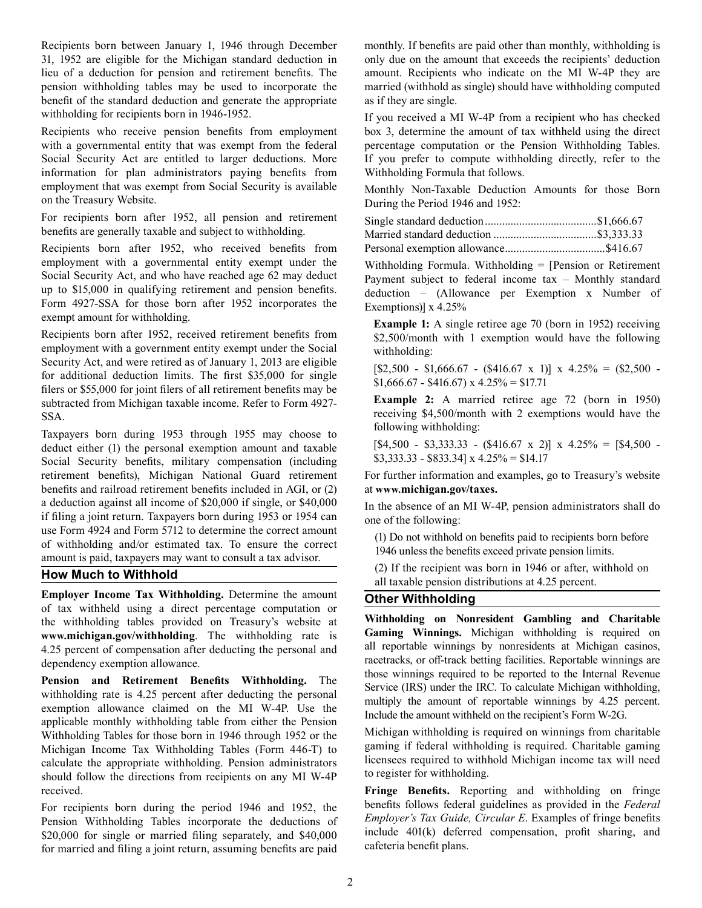Recipients born between January 1, 1946 through December 31, 1952 are eligible for the Michigan standard deduction in lieu of a deduction for pension and retirement benefits. The pension withholding tables may be used to incorporate the benefit of the standard deduction and generate the appropriate withholding for recipients born in 1946-1952.

Recipients who receive pension benefits from employment with a governmental entity that was exempt from the federal Social Security Act are entitled to larger deductions. More information for plan administrators paying benefits from employment that was exempt from Social Security is available on the Treasury Website.

For recipients born after 1952, all pension and retirement benefits are generally taxable and subject to withholding.

Recipients born after 1952, who received benefits from employment with a governmental entity exempt under the Social Security Act, and who have reached age 62 may deduct up to $15,000 in qualifying retirement and pension benefits. Form 4927-SSA for those born after 1952 incorporates the exempt amount for withholding.

Recipients born after 1952, received retirement benefits from employment with a government entity exempt under the Social Security Act, and were retired as of January 1, 2013 are eligible for additional deduction limits. The first $35,000 for single filers or $55,000 for joint filers of all retirement benefits may be subtracted from Michigan taxable income. Refer to Form 4927-SSA.

Taxpayers born during 1953 through 1955 may choose to deduct either (1) the personal exemption amount and taxable Social Security benefits, military compensation (including retirement benefits), Michigan National Guard retirement benefits and railroad retirement benefits included in AGI, or (2) a deduction against all income of $20,000 if single, or $40,000 if filing a joint return. Taxpayers born during 1953 or 1954 can use Form 4924 and Form 5712 to determine the correct amount of withholding and/or estimated tax. To ensure the correct amount is paid, taxpayers may want to consult a tax advisor.

## How Much to Withhold

**Employer Income Tax Withholding.** Determine the amount of tax withheld using a direct percentage computation or the withholding tables provided on Treasury's website at **www.michigan.gov/withholding**. The withholding rate is 4.25 percent of compensation after deducting the personal and dependency exemption allowance.

**Pension and Retirement Benefits Withholding.** The withholding rate is 4.25 percent after deducting the personal exemption allowance claimed on the MI W-4P. Use the applicable monthly withholding table from either the Pension Withholding Tables for those born in 1946 through 1952 or the Michigan Income Tax Withholding Tables (Form 446-T) to calculate the appropriate withholding. Pension administrators should follow the directions from recipients on any MI W-4P received.

For recipients born during the period 1946 and 1952, the Pension Withholding Tables incorporate the deductions of $20,000 for single or married filing separately, and $40,000 for married and filing a joint return, assuming benefits are paid monthly. If benefits are paid other than monthly, withholding is only due on the amount that exceeds the recipients' deduction amount. Recipients who indicate on the MI W-4P they are married (withhold as single) should have withholding computed as if they are single.

If you received a MI W-4P from a recipient who has checked box 3, determine the amount of tax withheld using the direct percentage computation or the Pension Withholding Tables. If you prefer to compute withholding directly, refer to the Withholding Formula that follows.

Monthly Non-Taxable Deduction Amounts for those Born During the Period 1946 and 1952:

Single standard deduction....................................$1,666.67
Married standard deduction ..................................$3,333.33
Personal exemption allowance...............................$416.67

Withholding Formula. Withholding = [Pension or Retirement Payment subject to federal income tax – Monthly standard deduction – (Allowance per Exemption x Number of Exemptions)] x 4.25%

**Example 1:** A single retiree age 70 (born in 1952) receiving $2,500/month with 1 exemption would have the following withholding:

[$2,500 - $1,666.67 - ($416.67 x 1)] x 4.25% = ($2,500 - $1,666.67 - $416.67) x 4.25% = $17.71

**Example 2:** A married retiree age 72 (born in 1950) receiving $4,500/month with 2 exemptions would have the following withholding:

[$4,500 - $3,333.33 - ($416.67 x 2)] x 4.25% = [$4,500 - $3,333.33 - $833.34] x 4.25% = $14.17

For further information and examples, go to Treasury's website at **www.michigan.gov/taxes.**

In the absence of an MI W-4P, pension administrators shall do one of the following:

(1) Do not withhold on benefits paid to recipients born before 1946 unless the benefits exceed private pension limits.

(2) If the recipient was born in 1946 or after, withhold on all taxable pension distributions at 4.25 percent.

## Other Withholding

**Withholding on Nonresident Gambling and Charitable Gaming Winnings.** Michigan withholding is required on all reportable winnings by nonresidents at Michigan casinos, racetracks, or off-track betting facilities. Reportable winnings are those winnings required to be reported to the Internal Revenue Service (IRS) under the IRC. To calculate Michigan withholding, multiply the amount of reportable winnings by 4.25 percent. Include the amount withheld on the recipient's Form W-2G.

Michigan withholding is required on winnings from charitable gaming if federal withholding is required. Charitable gaming licensees required to withhold Michigan income tax will need to register for withholding.

**Fringe Benefits.** Reporting and withholding on fringe benefits follows federal guidelines as provided in the *Federal Employer's Tax Guide, Circular E*. Examples of fringe benefits include 401(k) deferred compensation, profit sharing, and cafeteria benefit plans.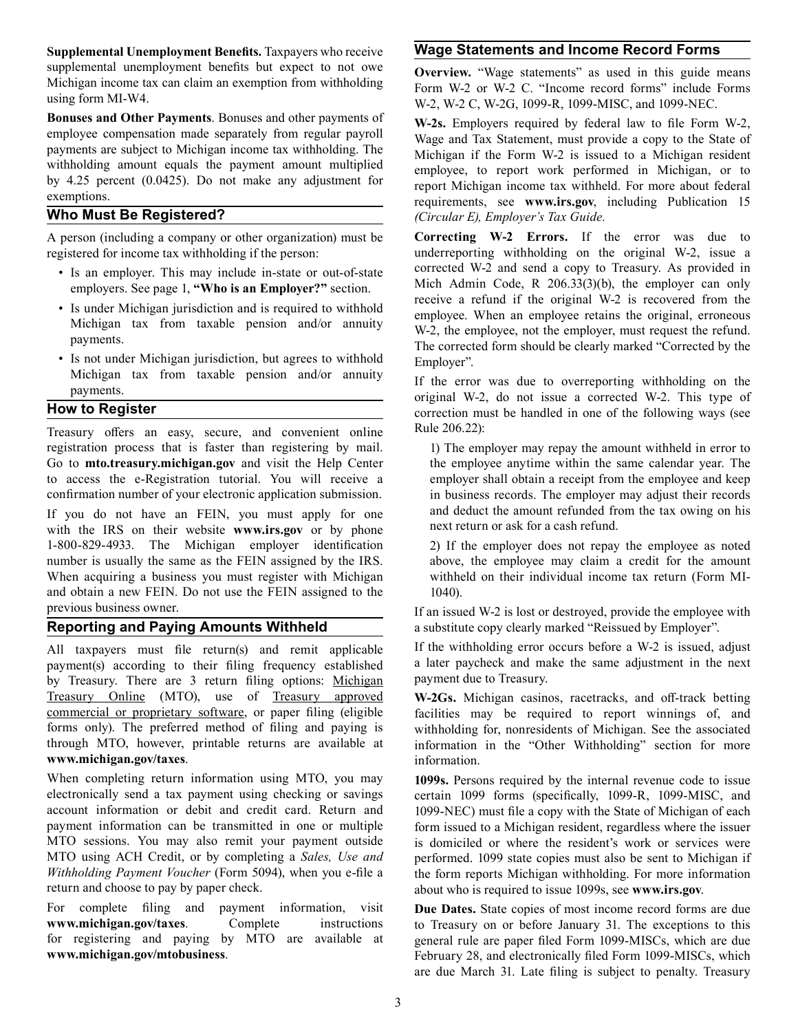**Supplemental Unemployment Benefits.** Taxpayers who receive supplemental unemployment benefits but expect to not owe Michigan income tax can claim an exemption from withholding using form MI-W4.

**Bonuses and Other Payments**. Bonuses and other payments of employee compensation made separately from regular payroll payments are subject to Michigan income tax withholding. The withholding amount equals the payment amount multiplied by 4.25 percent (0.0425). Do not make any adjustment for exemptions.

## Who Must Be Registered?

A person (including a company or other organization) must be registered for income tax withholding if the person:

- Is an employer. This may include in-state or out-of-state employers. See page 1, **"Who is an Employer?"** section.
- Is under Michigan jurisdiction and is required to withhold Michigan tax from taxable pension and/or annuity payments.
- Is not under Michigan jurisdiction, but agrees to withhold Michigan tax from taxable pension and/or annuity payments.

## How to Register

Treasury offers an easy, secure, and convenient online registration process that is faster than registering by mail. Go to **mto.treasury.michigan.gov** and visit the Help Center to access the e-Registration tutorial. You will receive a confirmation number of your electronic application submission.

If you do not have an FEIN, you must apply for one with the IRS on their website **www.irs.gov** or by phone 1-800-829-4933. The Michigan employer identification number is usually the same as the FEIN assigned by the IRS. When acquiring a business you must register with Michigan and obtain a new FEIN. Do not use the FEIN assigned to the previous business owner.

## Reporting and Paying Amounts Withheld

All taxpayers must file return(s) and remit applicable payment(s) according to their filing frequency established by Treasury. There are 3 return filing options: Michigan Treasury Online (MTO), use of Treasury approved commercial or proprietary software, or paper filing (eligible forms only). The preferred method of filing and paying is through MTO, however, printable returns are available at **www.michigan.gov/taxes**.

When completing return information using MTO, you may electronically send a tax payment using checking or savings account information or debit and credit card. Return and payment information can be transmitted in one or multiple MTO sessions. You may also remit your payment outside MTO using ACH Credit, or by completing a *Sales, Use and Withholding Payment Voucher* (Form 5094), when you e-file a return and choose to pay by paper check.

For complete filing and payment information, visit **www.michigan.gov/taxes**. Complete instructions for registering and paying by MTO are available at **www.michigan.gov/mtobusiness**.

## Wage Statements and Income Record Forms

**Overview.** "Wage statements" as used in this guide means Form W-2 or W-2 C. "Income record forms" include Forms W-2, W-2 C, W-2G, 1099-R, 1099-MISC, and 1099-NEC.

**W-2s.** Employers required by federal law to file Form W-2, Wage and Tax Statement, must provide a copy to the State of Michigan if the Form W-2 is issued to a Michigan resident employee, to report work performed in Michigan, or to report Michigan income tax withheld. For more about federal requirements, see **www.irs.gov**, including Publication 15 *(Circular E), Employer's Tax Guide.*

**Correcting W-2 Errors.** If the error was due to underreporting withholding on the original W-2, issue a corrected W-2 and send a copy to Treasury. As provided in Mich Admin Code, R 206.33(3)(b), the employer can only receive a refund if the original W-2 is recovered from the employee. When an employee retains the original, erroneous W-2, the employee, not the employer, must request the refund. The corrected form should be clearly marked "Corrected by the Employer".

If the error was due to overreporting withholding on the original W-2, do not issue a corrected W-2. This type of correction must be handled in one of the following ways (see Rule 206.22):

1) The employer may repay the amount withheld in error to the employee anytime within the same calendar year. The employer shall obtain a receipt from the employee and keep in business records. The employer may adjust their records and deduct the amount refunded from the tax owing on his next return or ask for a cash refund.

2) If the employer does not repay the employee as noted above, the employee may claim a credit for the amount withheld on their individual income tax return (Form MI-1040).

If an issued W-2 is lost or destroyed, provide the employee with a substitute copy clearly marked "Reissued by Employer".

If the withholding error occurs before a W-2 is issued, adjust a later paycheck and make the same adjustment in the next payment due to Treasury.

**W-2Gs.** Michigan casinos, racetracks, and off-track betting facilities may be required to report winnings of, and withholding for, nonresidents of Michigan. See the associated information in the "Other Withholding" section for more information.

**1099s.** Persons required by the internal revenue code to issue certain 1099 forms (specifically, 1099-R, 1099-MISC, and 1099-NEC) must file a copy with the State of Michigan of each form issued to a Michigan resident, regardless where the issuer is domiciled or where the resident's work or services were performed. 1099 state copies must also be sent to Michigan if the form reports Michigan withholding. For more information about who is required to issue 1099s, see **www.irs.gov**.

**Due Dates.** State copies of most income record forms are due to Treasury on or before January 31. The exceptions to this general rule are paper filed Form 1099-MISCs, which are due February 28, and electronically filed Form 1099-MISCs, which are due March 31. Late filing is subject to penalty. Treasury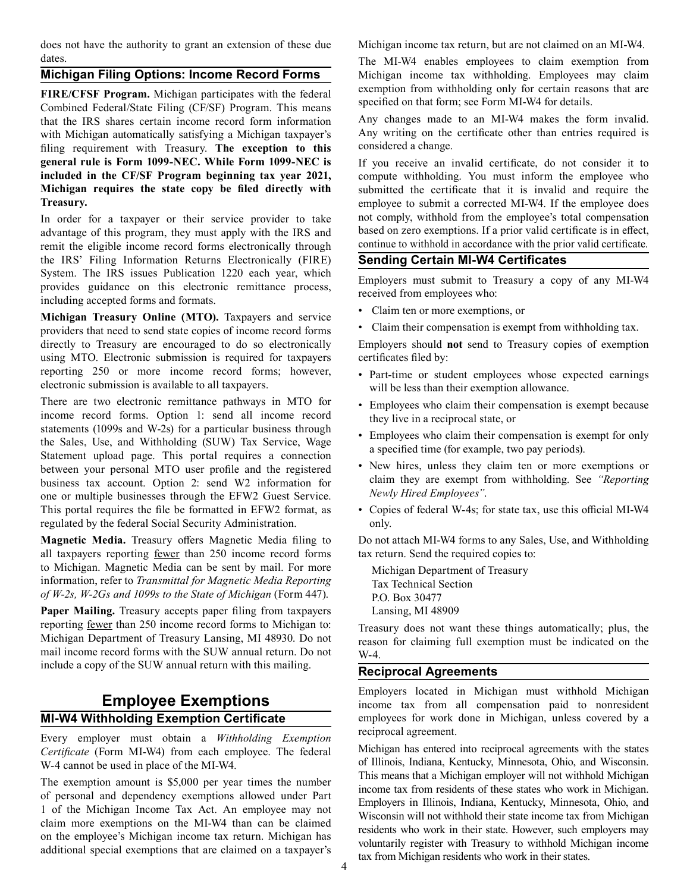does not have the authority to grant an extension of these due dates.

## Michigan Filing Options: Income Record Forms

**FIRE/CFSF Program.** Michigan participates with the federal Combined Federal/State Filing (CF/SF) Program. This means that the IRS shares certain income record form information with Michigan automatically satisfying a Michigan taxpayer's filing requirement with Treasury. **The exception to this general rule is Form 1099-NEC. While Form 1099-NEC is included in the CF/SF Program beginning tax year 2021, Michigan requires the state copy be filed directly with Treasury.**

In order for a taxpayer or their service provider to take advantage of this program, they must apply with the IRS and remit the eligible income record forms electronically through the IRS' Filing Information Returns Electronically (FIRE) System. The IRS issues Publication 1220 each year, which provides guidance on this electronic remittance process, including accepted forms and formats.

**Michigan Treasury Online (MTO).** Taxpayers and service providers that need to send state copies of income record forms directly to Treasury are encouraged to do so electronically using MTO. Electronic submission is required for taxpayers reporting 250 or more income record forms; however, electronic submission is available to all taxpayers.

There are two electronic remittance pathways in MTO for income record forms. Option 1: send all income record statements (1099s and W-2s) for a particular business through the Sales, Use, and Withholding (SUW) Tax Service, Wage Statement upload page. This portal requires a connection between your personal MTO user profile and the registered business tax account. Option 2: send W2 information for one or multiple businesses through the EFW2 Guest Service. This portal requires the file be formatted in EFW2 format, as regulated by the federal Social Security Administration.

**Magnetic Media.** Treasury offers Magnetic Media filing to all taxpayers reporting fewer than 250 income record forms to Michigan. Magnetic Media can be sent by mail. For more information, refer to *Transmittal for Magnetic Media Reporting of W-2s, W-2Gs and 1099s to the State of Michigan* (Form 447).

**Paper Mailing.** Treasury accepts paper filing from taxpayers reporting fewer than 250 income record forms to Michigan to: Michigan Department of Treasury Lansing, MI 48930. Do not mail income record forms with the SUW annual return. Do not include a copy of the SUW annual return with this mailing.

# Employee Exemptions

## MI-W4 Withholding Exemption Certificate

Every employer must obtain a *Withholding Exemption Certificate* (Form MI-W4) from each employee. The federal W-4 cannot be used in place of the MI-W4.

The exemption amount is $5,000 per year times the number of personal and dependency exemptions allowed under Part 1 of the Michigan Income Tax Act. An employee may not claim more exemptions on the MI-W4 than can be claimed on the employee's Michigan income tax return. Michigan has additional special exemptions that are claimed on a taxpayer's Michigan income tax return, but are not claimed on an MI-W4.

The MI-W4 enables employees to claim exemption from Michigan income tax withholding. Employees may claim exemption from withholding only for certain reasons that are specified on that form; see Form MI-W4 for details.

Any changes made to an MI-W4 makes the form invalid. Any writing on the certificate other than entries required is considered a change.

If you receive an invalid certificate, do not consider it to compute withholding. You must inform the employee who submitted the certificate that it is invalid and require the employee to submit a corrected MI-W4. If the employee does not comply, withhold from the employee's total compensation based on zero exemptions. If a prior valid certificate is in effect, continue to withhold in accordance with the prior valid certificate.

## Sending Certain MI-W4 Certificates

Employers must submit to Treasury a copy of any MI-W4 received from employees who:

- Claim ten or more exemptions, or
- Claim their compensation is exempt from withholding tax.

Employers should **not** send to Treasury copies of exemption certificates filed by:

- Part-time or student employees whose expected earnings will be less than their exemption allowance.
- Employees who claim their compensation is exempt because they live in a reciprocal state, or
- Employees who claim their compensation is exempt for only a specified time (for example, two pay periods).
- New hires, unless they claim ten or more exemptions or claim they are exempt from withholding. See *"Reporting Newly Hired Employees"*.
- Copies of federal W-4s; for state tax, use this official MI-W4 only.

Do not attach MI-W4 forms to any Sales, Use, and Withholding tax return. Send the required copies to:

Michigan Department of Treasury
Tax Technical Section
P.O. Box 30477
Lansing, MI 48909

Treasury does not want these things automatically; plus, the reason for claiming full exemption must be indicated on the W-4.

## Reciprocal Agreements

Employers located in Michigan must withhold Michigan income tax from all compensation paid to nonresident employees for work done in Michigan, unless covered by a reciprocal agreement.

Michigan has entered into reciprocal agreements with the states of Illinois, Indiana, Kentucky, Minnesota, Ohio, and Wisconsin. This means that a Michigan employer will not withhold Michigan income tax from residents of these states who work in Michigan. Employers in Illinois, Indiana, Kentucky, Minnesota, Ohio, and Wisconsin will not withhold their state income tax from Michigan residents who work in their state. However, such employers may voluntarily register with Treasury to withhold Michigan income tax from Michigan residents who work in their states.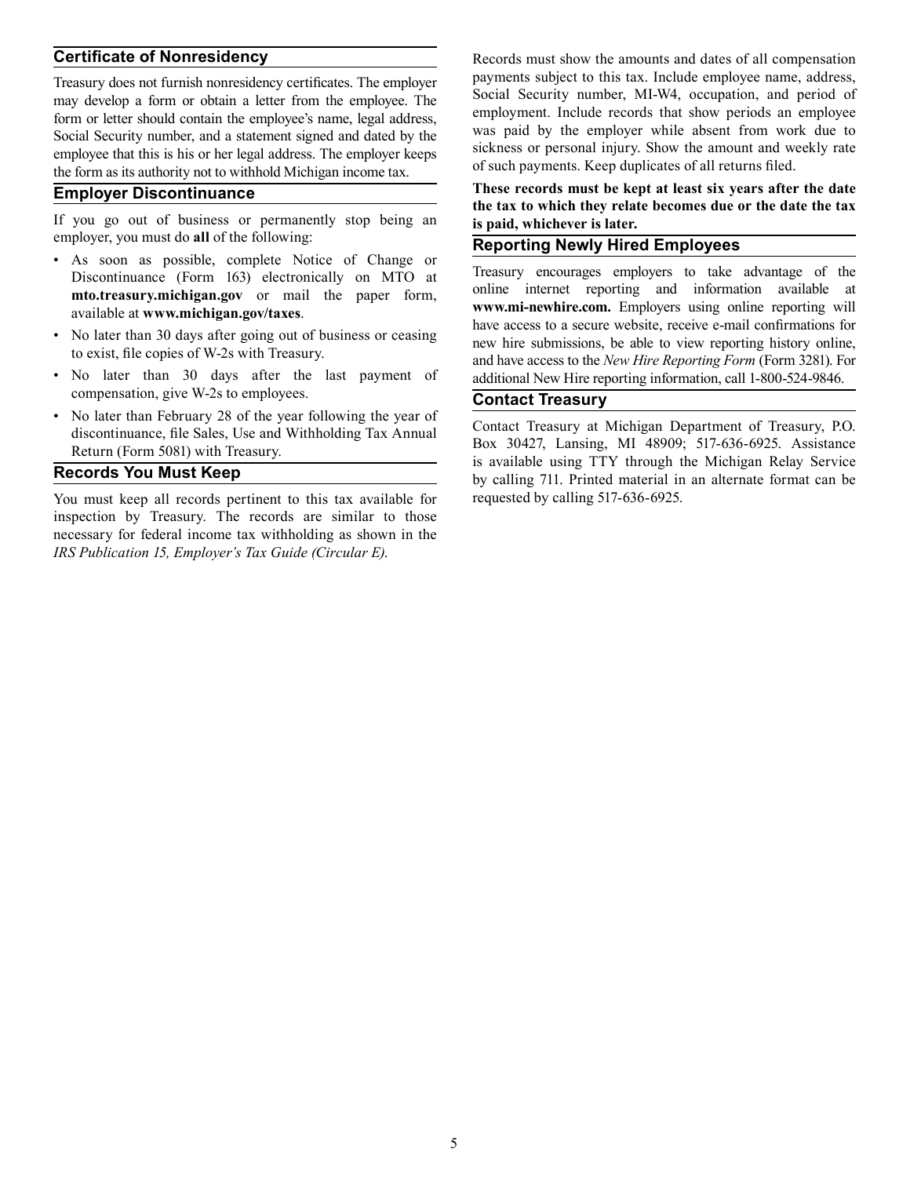## Certificate of Nonresidency

Treasury does not furnish nonresidency certificates. The employer may develop a form or obtain a letter from the employee. The form or letter should contain the employee's name, legal address, Social Security number, and a statement signed and dated by the employee that this is his or her legal address. The employer keeps the form as its authority not to withhold Michigan income tax.

## Employer Discontinuance

If you go out of business or permanently stop being an employer, you must do **all** of the following:

- As soon as possible, complete Notice of Change or Discontinuance (Form 163) electronically on MTO at **mto.treasury.michigan.gov** or mail the paper form, available at **www.michigan.gov/taxes**.
- No later than 30 days after going out of business or ceasing to exist, file copies of W-2s with Treasury.
- No later than 30 days after the last payment of compensation, give W-2s to employees.
- No later than February 28 of the year following the year of discontinuance, file Sales, Use and Withholding Tax Annual Return (Form 5081) with Treasury.

## Records You Must Keep

You must keep all records pertinent to this tax available for inspection by Treasury. The records are similar to those necessary for federal income tax withholding as shown in the *IRS Publication 15, Employer's Tax Guide (Circular E)*.

Records must show the amounts and dates of all compensation payments subject to this tax. Include employee name, address, Social Security number, MI-W4, occupation, and period of employment. Include records that show periods an employee was paid by the employer while absent from work due to sickness or personal injury. Show the amount and weekly rate of such payments. Keep duplicates of all returns filed.

**These records must be kept at least six years after the date the tax to which they relate becomes due or the date the tax is paid, whichever is later.**

## Reporting Newly Hired Employees

Treasury encourages employers to take advantage of the online internet reporting and information available at **www.mi-newhire.com.** Employers using online reporting will have access to a secure website, receive e-mail confirmations for new hire submissions, be able to view reporting history online, and have access to the *New Hire Reporting Form* (Form 3281). For additional New Hire reporting information, call 1-800-524-9846.

## Contact Treasury

Contact Treasury at Michigan Department of Treasury, P.O. Box 30427, Lansing, MI 48909; 517-636-6925. Assistance is available using TTY through the Michigan Relay Service by calling 711. Printed material in an alternate format can be requested by calling 517-636-6925.